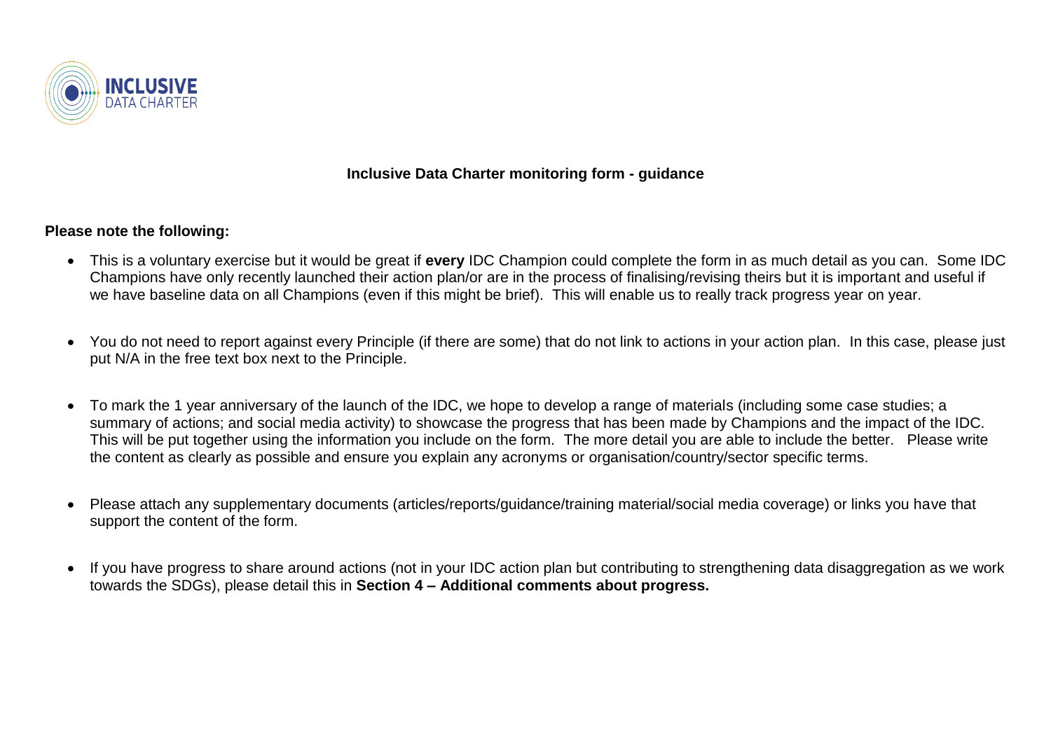INCLUSIVE DATA CHARTER

# Inclusive Data Charter monitoring form - guidance

**Please note the following:**

- This is a voluntary exercise but it would be great if **every** IDC Champion could complete the form in as much detail as you can. Some IDC Champions have only recently launched their action plan/or are in the process of finalising/revising theirs but it is important and useful if we have baseline data on all Champions (even if this might be brief). This will enable us to really track progress year on year.
- You do not need to report against every Principle (if there are some) that do not link to actions in your action plan. In this case, please just put N/A in the free text box next to the Principle.
- To mark the 1 year anniversary of the launch of the IDC, we hope to develop a range of materials (including some case studies; a summary of actions; and social media activity) to showcase the progress that has been made by Champions and the impact of the IDC. This will be put together using the information you include on the form. The more detail you are able to include the better. Please write the content as clearly as possible and ensure you explain any acronyms or organisation/country/sector specific terms.
- Please attach any supplementary documents (articles/reports/guidance/training material/social media coverage) or links you have that support the content of the form.
- If you have progress to share around actions (not in your IDC action plan but contributing to strengthening data disaggregation as we work towards the SDGs), please detail this in **Section 4 – Additional comments about progress.**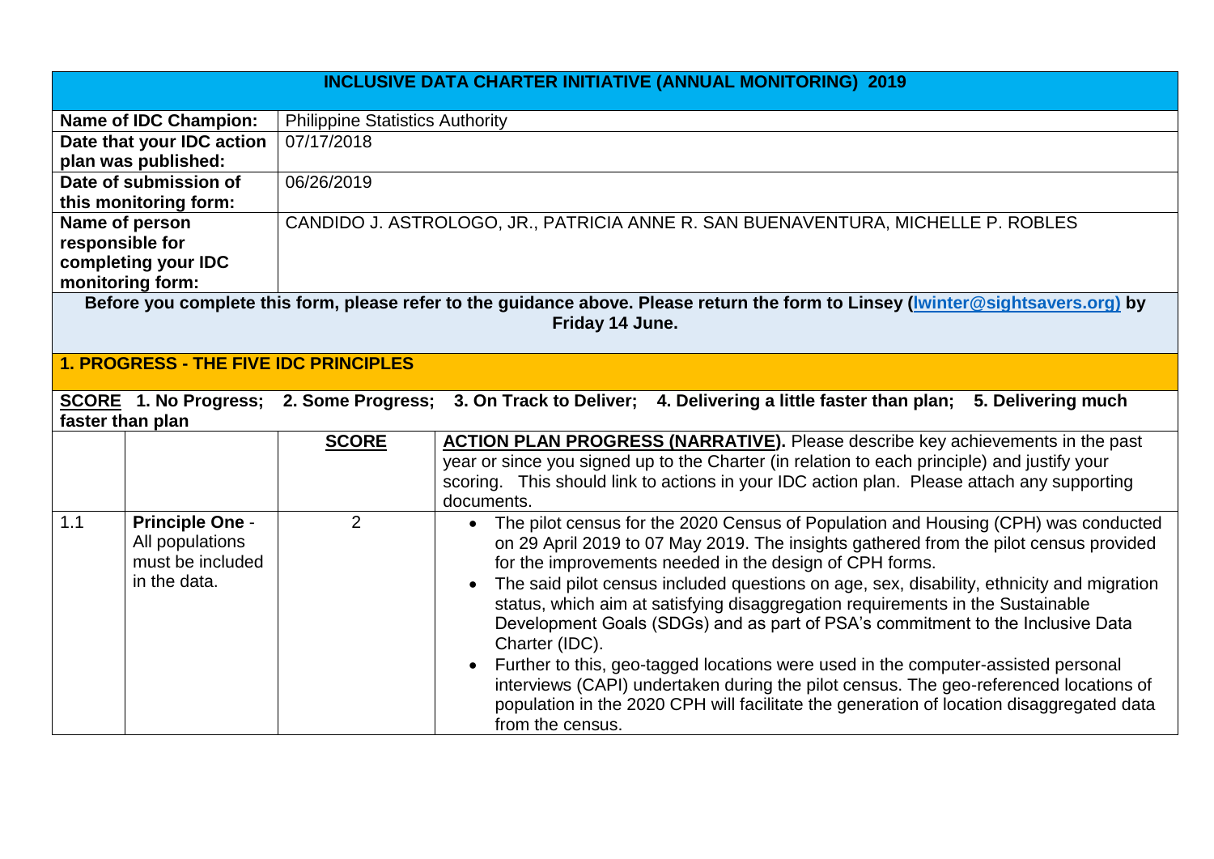| INCLUSIVE DATA CHARTER INITIATIVE (ANNUAL MONITORING) 2019 | |
|---|---|
| **Name of IDC Champion:** | Philippine Statistics Authority |
| **Date that your IDC action plan was published:** | 07/17/2018 |
| **Date of submission of this monitoring form:** | 06/26/2019 |
| **Name of person responsible for completing your IDC monitoring form:** | CANDIDO J. ASTROLOGO, JR., PATRICIA ANNE R. SAN BUENAVENTURA, MICHELLE P. ROBLES |

**Before you complete this form, please refer to the guidance above. Please return the form to Linsey (lwinter@sightsavers.org) by Friday 14 June.**

## 1. PROGRESS - THE FIVE IDC PRINCIPLES

**SCORE 1. No Progress; 2. Some Progress; 3. On Track to Deliver; 4. Delivering a little faster than plan; 5. Delivering much faster than plan**

| | | **SCORE** | **ACTION PLAN PROGRESS (NARRATIVE).** Please describe key achievements in the past year or since you signed up to the Charter (in relation to each principle) and justify your scoring. This should link to actions in your IDC action plan. Please attach any supporting documents. |
|---|---|---|---|
| 1.1 | **Principle One** - All populations must be included in the data. | 2 | • The pilot census for the 2020 Census of Population and Housing (CPH) was conducted on 29 April 2019 to 07 May 2019. The insights gathered from the pilot census provided for the improvements needed in the design of CPH forms.<br>• The said pilot census included questions on age, sex, disability, ethnicity and migration status, which aim at satisfying disaggregation requirements in the Sustainable Development Goals (SDGs) and as part of PSA's commitment to the Inclusive Data Charter (IDC).<br>• Further to this, geo-tagged locations were used in the computer-assisted personal interviews (CAPI) undertaken during the pilot census. The geo-referenced locations of population in the 2020 CPH will facilitate the generation of location disaggregated data from the census. |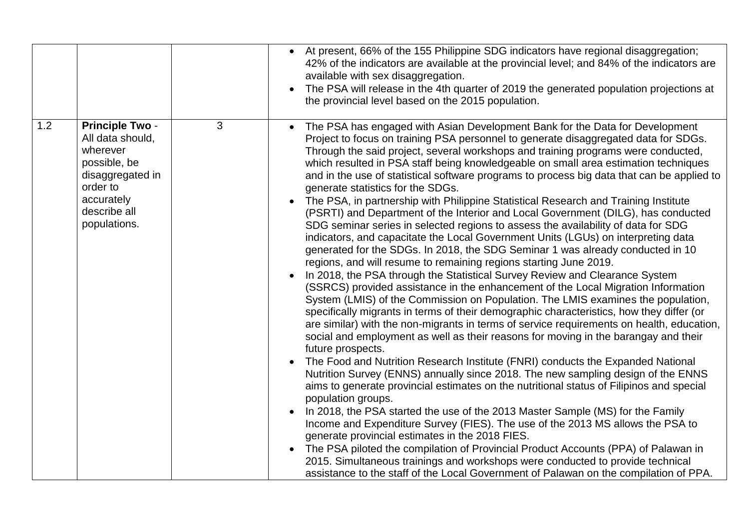| | | | |
|---|---|---|---|
| | | | • At present, 66% of the 155 Philippine SDG indicators have regional disaggregation; 42% of the indicators are available at the provincial level; and 84% of the indicators are available with sex disaggregation.<br>• The PSA will release in the 4th quarter of 2019 the generated population projections at the provincial level based on the 2015 population. |
| 1.2 | **Principle Two** - All data should, wherever possible, be disaggregated in order to accurately describe all populations. | 3 | • The PSA has engaged with Asian Development Bank for the Data for Development Project to focus on training PSA personnel to generate disaggregated data for SDGs. Through the said project, several workshops and training programs were conducted, which resulted in PSA staff being knowledgeable on small area estimation techniques and in the use of statistical software programs to process big data that can be applied to generate statistics for the SDGs.<br>• The PSA, in partnership with Philippine Statistical Research and Training Institute (PSRTI) and Department of the Interior and Local Government (DILG), has conducted SDG seminar series in selected regions to assess the availability of data for SDG indicators, and capacitate the Local Government Units (LGUs) on interpreting data generated for the SDGs. In 2018, the SDG Seminar 1 was already conducted in 10 regions, and will resume to remaining regions starting June 2019.<br>• In 2018, the PSA through the Statistical Survey Review and Clearance System (SSRCS) provided assistance in the enhancement of the Local Migration Information System (LMIS) of the Commission on Population. The LMIS examines the population, specifically migrants in terms of their demographic characteristics, how they differ (or are similar) with the non-migrants in terms of service requirements on health, education, social and employment as well as their reasons for moving in the barangay and their future prospects.<br>• The Food and Nutrition Research Institute (FNRI) conducts the Expanded National Nutrition Survey (ENNS) annually since 2018. The new sampling design of the ENNS aims to generate provincial estimates on the nutritional status of Filipinos and special population groups.<br>• In 2018, the PSA started the use of the 2013 Master Sample (MS) for the Family Income and Expenditure Survey (FIES). The use of the 2013 MS allows the PSA to generate provincial estimates in the 2018 FIES.<br>• The PSA piloted the compilation of Provincial Product Accounts (PPA) of Palawan in 2015. Simultaneous trainings and workshops were conducted to provide technical assistance to the staff of the Local Government of Palawan on the compilation of PPA. |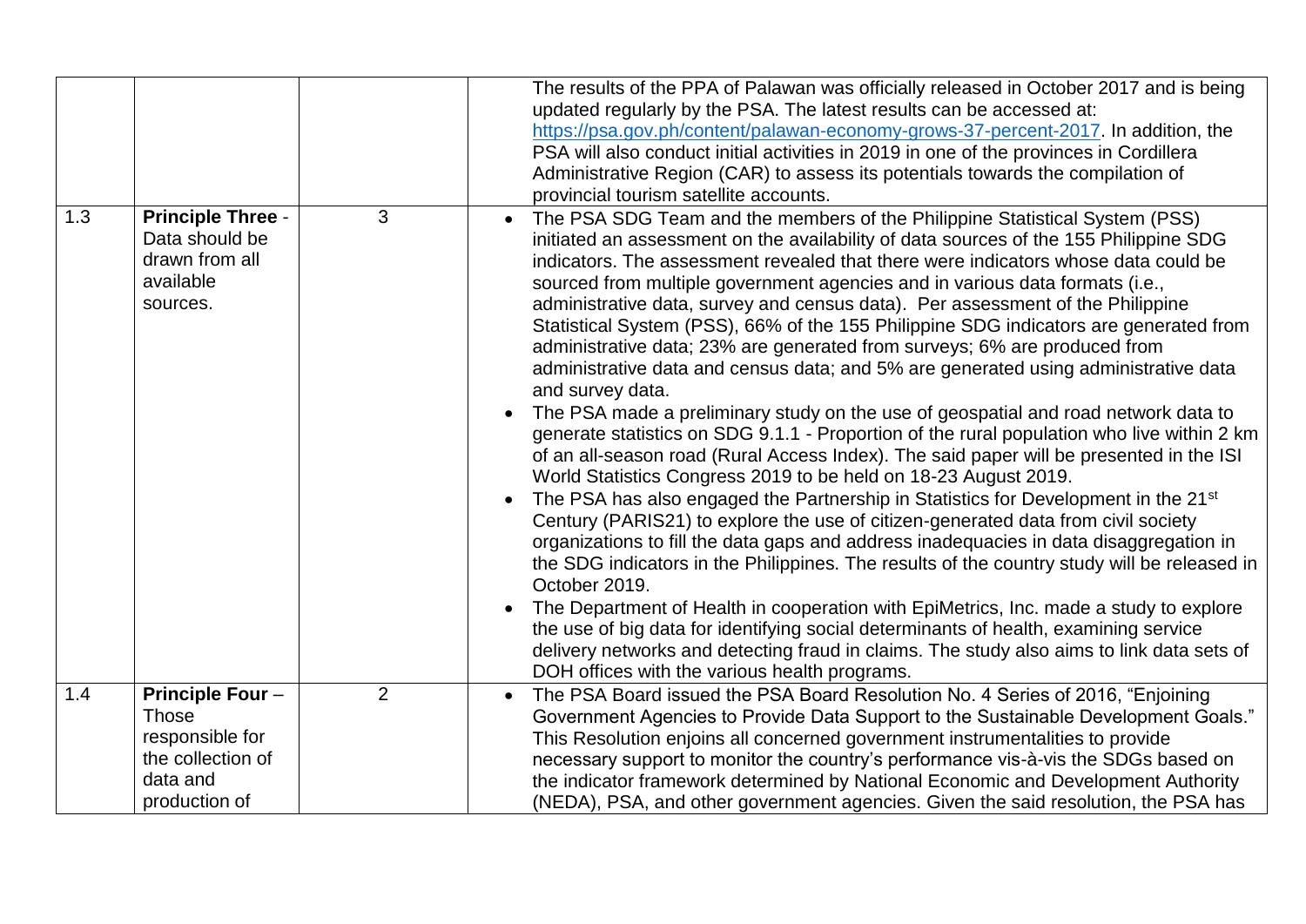| | | | |
|---|---|---|---|
| | | | The results of the PPA of Palawan was officially released in October 2017 and is being updated regularly by the PSA. The latest results can be accessed at: https://psa.gov.ph/content/palawan-economy-grows-37-percent-2017. In addition, the PSA will also conduct initial activities in 2019 in one of the provinces in Cordillera Administrative Region (CAR) to assess its potentials towards the compilation of provincial tourism satellite accounts. |
| 1.3 | **Principle Three** - Data should be drawn from all available sources. | 3 | • The PSA SDG Team and the members of the Philippine Statistical System (PSS) initiated an assessment on the availability of data sources of the 155 Philippine SDG indicators. The assessment revealed that there were indicators whose data could be sourced from multiple government agencies and in various data formats (i.e., administrative data, survey and census data). Per assessment of the Philippine Statistical System (PSS), 66% of the 155 Philippine SDG indicators are generated from administrative data; 23% are generated from surveys; 6% are produced from administrative data and census data; and 5% are generated using administrative data and survey data.<br>• The PSA made a preliminary study on the use of geospatial and road network data to generate statistics on SDG 9.1.1 - Proportion of the rural population who live within 2 km of an all-season road (Rural Access Index). The said paper will be presented in the ISI World Statistics Congress 2019 to be held on 18-23 August 2019.<br>• The PSA has also engaged the Partnership in Statistics for Development in the 21st Century (PARIS21) to explore the use of citizen-generated data from civil society organizations to fill the data gaps and address inadequacies in data disaggregation in the SDG indicators in the Philippines. The results of the country study will be released in October 2019.<br>• The Department of Health in cooperation with EpiMetrics, Inc. made a study to explore the use of big data for identifying social determinants of health, examining service delivery networks and detecting fraud in claims. The study also aims to link data sets of DOH offices with the various health programs. |
| 1.4 | **Principle Four** – Those responsible for the collection of data and production of | 2 | • The PSA Board issued the PSA Board Resolution No. 4 Series of 2016, "Enjoining Government Agencies to Provide Data Support to the Sustainable Development Goals." This Resolution enjoins all concerned government instrumentalities to provide necessary support to monitor the country's performance vis-à-vis the SDGs based on the indicator framework determined by National Economic and Development Authority (NEDA), PSA, and other government agencies. Given the said resolution, the PSA has |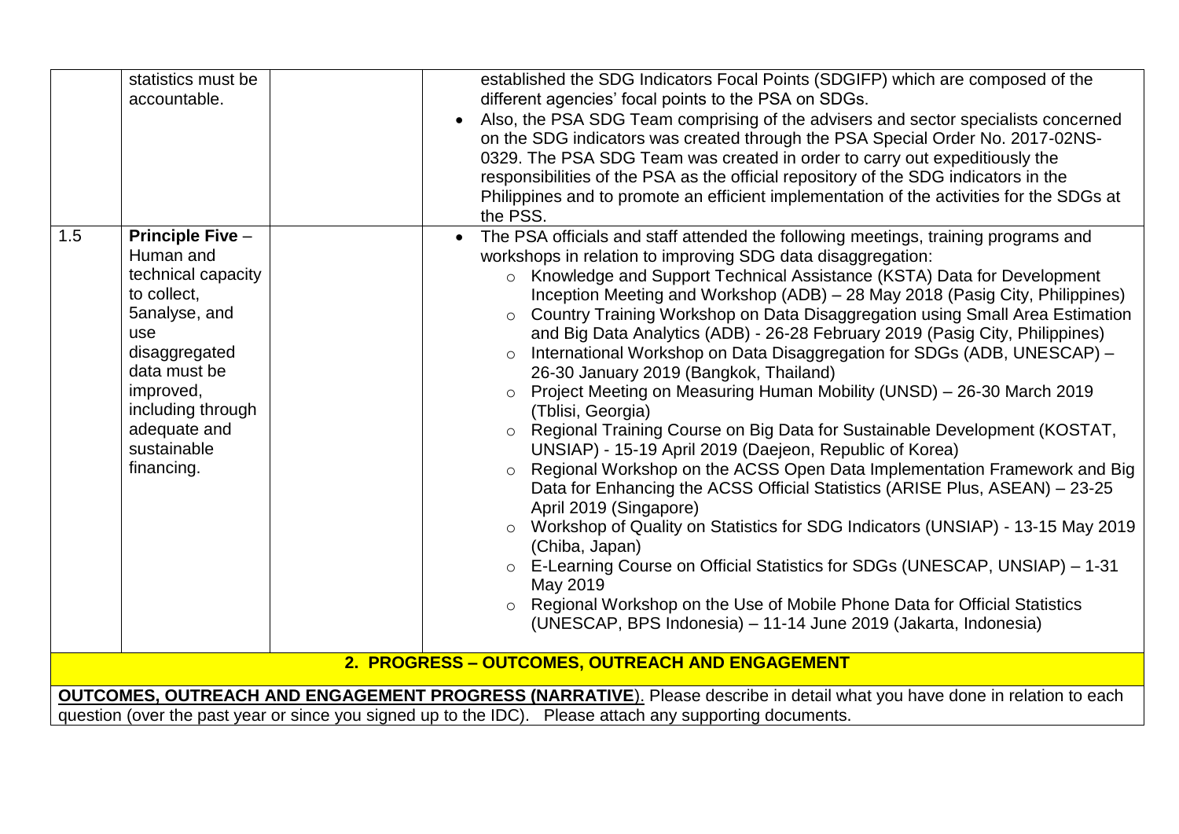| | | | |
|---|---|---|---|
| | statistics must be accountable. | | established the SDG Indicators Focal Points (SDGIFP) which are composed of the different agencies' focal points to the PSA on SDGs.<br>• Also, the PSA SDG Team comprising of the advisers and sector specialists concerned on the SDG indicators was created through the PSA Special Order No. 2017-02NS-0329. The PSA SDG Team was created in order to carry out expeditiously the responsibilities of the PSA as the official repository of the SDG indicators in the Philippines and to promote an efficient implementation of the activities for the SDGs at the PSS. |
| 1.5 | **Principle Five** – Human and technical capacity to collect, 5analyse, and use disaggregated data must be improved, including through adequate and sustainable financing. | | • The PSA officials and staff attended the following meetings, training programs and workshops in relation to improving SDG data disaggregation:<br>○ Knowledge and Support Technical Assistance (KSTA) Data for Development Inception Meeting and Workshop (ADB) – 28 May 2018 (Pasig City, Philippines)<br>○ Country Training Workshop on Data Disaggregation using Small Area Estimation and Big Data Analytics (ADB) - 26-28 February 2019 (Pasig City, Philippines)<br>○ International Workshop on Data Disaggregation for SDGs (ADB, UNESCAP) – 26-30 January 2019 (Bangkok, Thailand)<br>○ Project Meeting on Measuring Human Mobility (UNSD) – 26-30 March 2019 (Tblisi, Georgia)<br>○ Regional Training Course on Big Data for Sustainable Development (KOSTAT, UNSIAP) - 15-19 April 2019 (Daejeon, Republic of Korea)<br>○ Regional Workshop on the ACSS Open Data Implementation Framework and Big Data for Enhancing the ACSS Official Statistics (ARISE Plus, ASEAN) – 23-25 April 2019 (Singapore)<br>○ Workshop of Quality on Statistics for SDG Indicators (UNSIAP) - 13-15 May 2019 (Chiba, Japan)<br>○ E-Learning Course on Official Statistics for SDGs (UNESCAP, UNSIAP) – 1-31 May 2019<br>○ Regional Workshop on the Use of Mobile Phone Data for Official Statistics (UNESCAP, BPS Indonesia) – 11-14 June 2019 (Jakarta, Indonesia) |

## 2. PROGRESS – OUTCOMES, OUTREACH AND ENGAGEMENT

**OUTCOMES, OUTREACH AND ENGAGEMENT PROGRESS (NARRATIVE**). Please describe in detail what you have done in relation to each question (over the past year or since you signed up to the IDC). Please attach any supporting documents.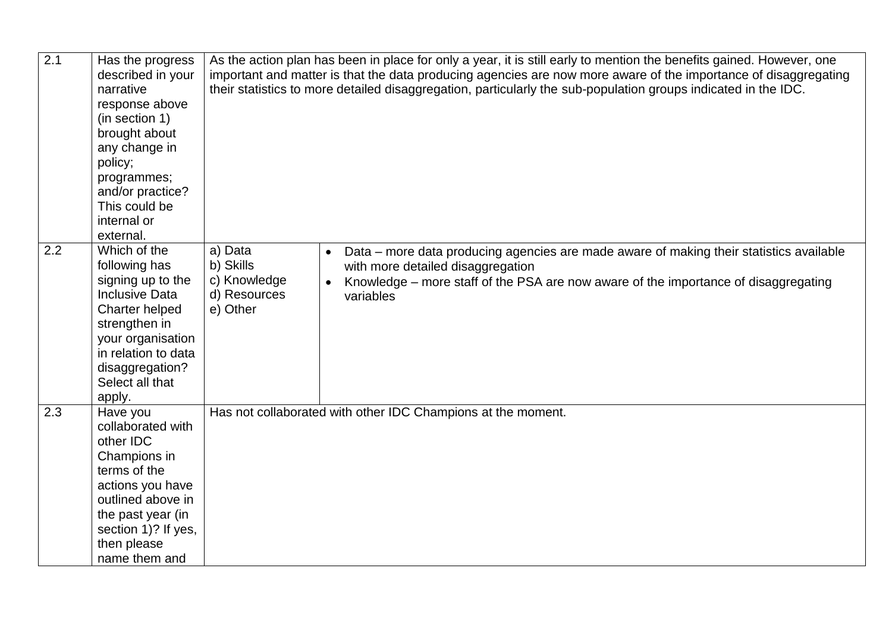| | | | |
|---|---|---|---|
| 2.1 | Has the progress described in your narrative response above (in section 1) brought about any change in policy; programmes; and/or practice? This could be internal or external. | As the action plan has been in place for only a year, it is still early to mention the benefits gained. However, one important and matter is that the data producing agencies are now more aware of the importance of disaggregating their statistics to more detailed disaggregation, particularly the sub-population groups indicated in the IDC. | |
| 2.2 | Which of the following has signing up to the Inclusive Data Charter helped strengthen in your organisation in relation to data disaggregation? Select all that apply. | a) Data<br>b) Skills<br>c) Knowledge<br>d) Resources<br>e) Other | • Data – more data producing agencies are made aware of making their statistics available with more detailed disaggregation<br>• Knowledge – more staff of the PSA are now aware of the importance of disaggregating variables |
| 2.3 | Have you collaborated with other IDC Champions in terms of the actions you have outlined above in the past year (in section 1)? If yes, then please name them and | Has not collaborated with other IDC Champions at the moment. | |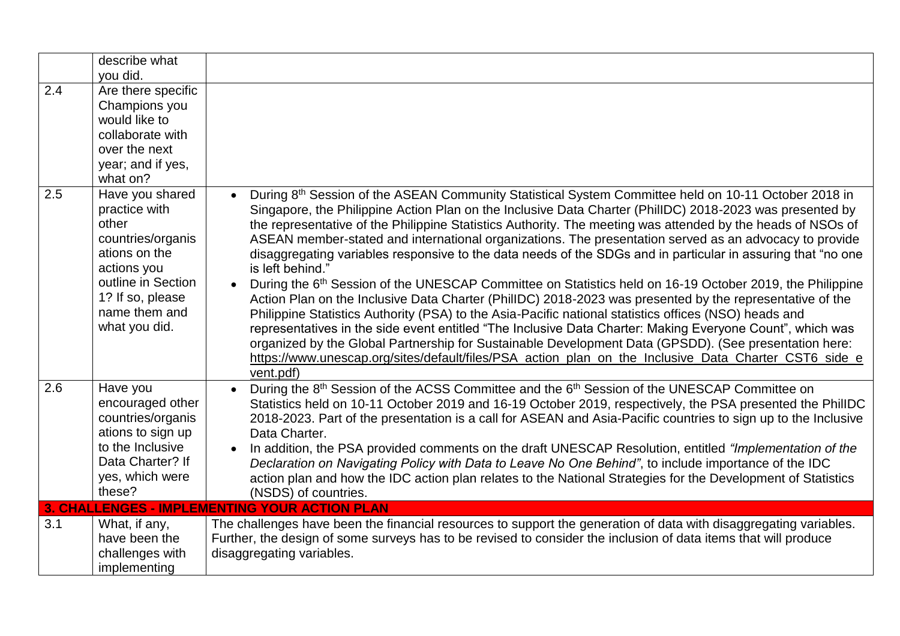| | | |
|---|---|---|
| | describe what you did. | |
| 2.4 | Are there specific Champions you would like to collaborate with over the next year; and if yes, what on? | |
| 2.5 | Have you shared practice with other countries/organisations on the actions you outline in Section 1? If so, please name them and what you did. | • During 8th Session of the ASEAN Community Statistical System Committee held on 10-11 October 2018 in Singapore, the Philippine Action Plan on the Inclusive Data Charter (PhilIDC) 2018-2023 was presented by the representative of the Philippine Statistics Authority. The meeting was attended by the heads of NSOs of ASEAN member-stated and international organizations. The presentation served as an advocacy to provide disaggregating variables responsive to the data needs of the SDGs and in particular in assuring that "no one is left behind."<br>• During the 6th Session of the UNESCAP Committee on Statistics held on 16-19 October 2019, the Philippine Action Plan on the Inclusive Data Charter (PhilIDC) 2018-2023 was presented by the representative of the Philippine Statistics Authority (PSA) to the Asia-Pacific national statistics offices (NSO) heads and representatives in the side event entitled "The Inclusive Data Charter: Making Everyone Count", which was organized by the Global Partnership for Sustainable Development Data (GPSDD). (See presentation here: https://www.unescap.org/sites/default/files/PSA_action_plan_on_the_Inclusive_Data_Charter_CST6_side_event.pdf) |
| 2.6 | Have you encouraged other countries/organisations to sign up to the Inclusive Data Charter? If yes, which were these? | • During the 8th Session of the ACSS Committee and the 6th Session of the UNESCAP Committee on Statistics held on 10-11 October 2019 and 16-19 October 2019, respectively, the PSA presented the PhilIDC 2018-2023. Part of the presentation is a call for ASEAN and Asia-Pacific countries to sign up to the Inclusive Data Charter.<br>• In addition, the PSA provided comments on the draft UNESCAP Resolution, entitled *"Implementation of the Declaration on Navigating Policy with Data to Leave No One Behind"*, to include importance of the IDC action plan and how the IDC action plan relates to the National Strategies for the Development of Statistics (NSDS) of countries. |
| **3. CHALLENGES - IMPLEMENTING YOUR ACTION PLAN** | | |
| 3.1 | What, if any, have been the challenges with implementing | The challenges have been the financial resources to support the generation of data with disaggregating variables. Further, the design of some surveys has to be revised to consider the inclusion of data items that will produce disaggregating variables. |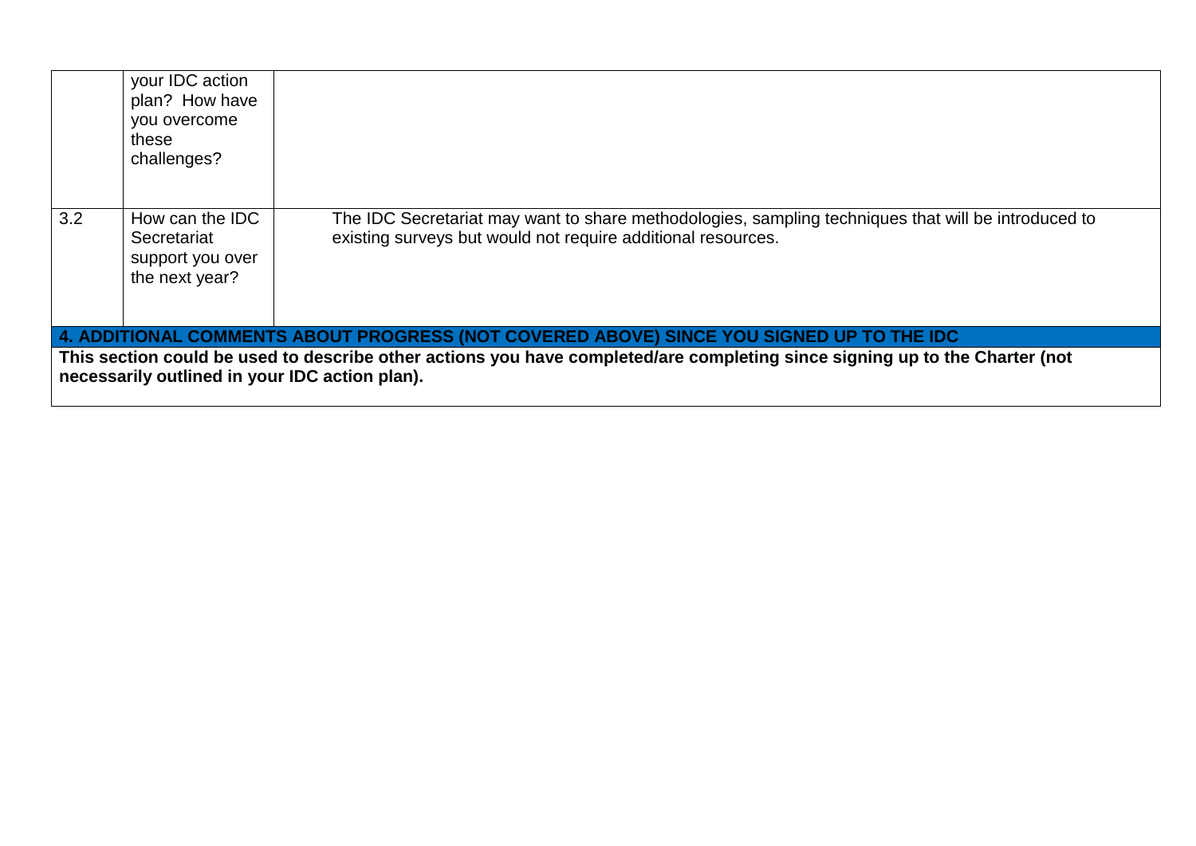| | | |
|---|---|---|
| | your IDC action plan? How have you overcome these challenges? | |
| 3.2 | How can the IDC Secretariat support you over the next year? | The IDC Secretariat may want to share methodologies, sampling techniques that will be introduced to existing surveys but would not require additional resources. |

## 4. ADDITIONAL COMMENTS ABOUT PROGRESS (NOT COVERED ABOVE) SINCE YOU SIGNED UP TO THE IDC

**This section could be used to describe other actions you have completed/are completing since signing up to the Charter (not necessarily outlined in your IDC action plan).**